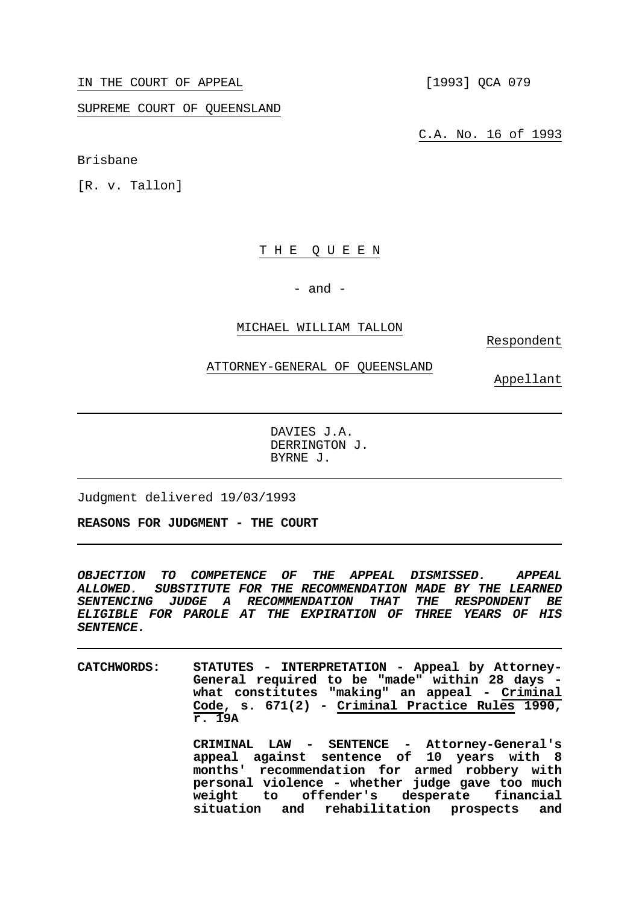IN THE COURT OF APPEAL [1993] QCA 079

SUPREME COURT OF QUEENSLAND

C.A. No. 16 of 1993

Brisbane

[R. v. Tallon]

THE QUEEN

- and -

MICHAEL WILLIAM TALLON

Respondent

ATTORNEY-GENERAL OF QUEENSLAND

Appellant

---

DAVIES J.A.
DERRINGTON J.
BYRNE J.

---

Judgment delivered 19/03/1993

**REASONS FOR JUDGMENT - THE COURT**

---

***OBJECTION TO COMPETENCE OF THE APPEAL DISMISSED. APPEAL ALLOWED. SUBSTITUTE FOR THE RECOMMENDATION MADE BY THE LEARNED SENTENCING JUDGE A RECOMMENDATION THAT THE RESPONDENT BE ELIGIBLE FOR PAROLE AT THE EXPIRATION OF THREE YEARS OF HIS SENTENCE.***

---

**CATCHWORDS:** **STATUTES - INTERPRETATION - Appeal by Attorney-General required to be "made" within 28 days - what constitutes "making" an appeal - Criminal Code, s. 671(2) - Criminal Practice Rules 1990, r. 19A**

**CRIMINAL LAW - SENTENCE - Attorney-General's appeal against sentence of 10 years with 8 months' recommendation for armed robbery with personal violence - whether judge gave too much weight to offender's desperate financial situation and rehabilitation prospects and**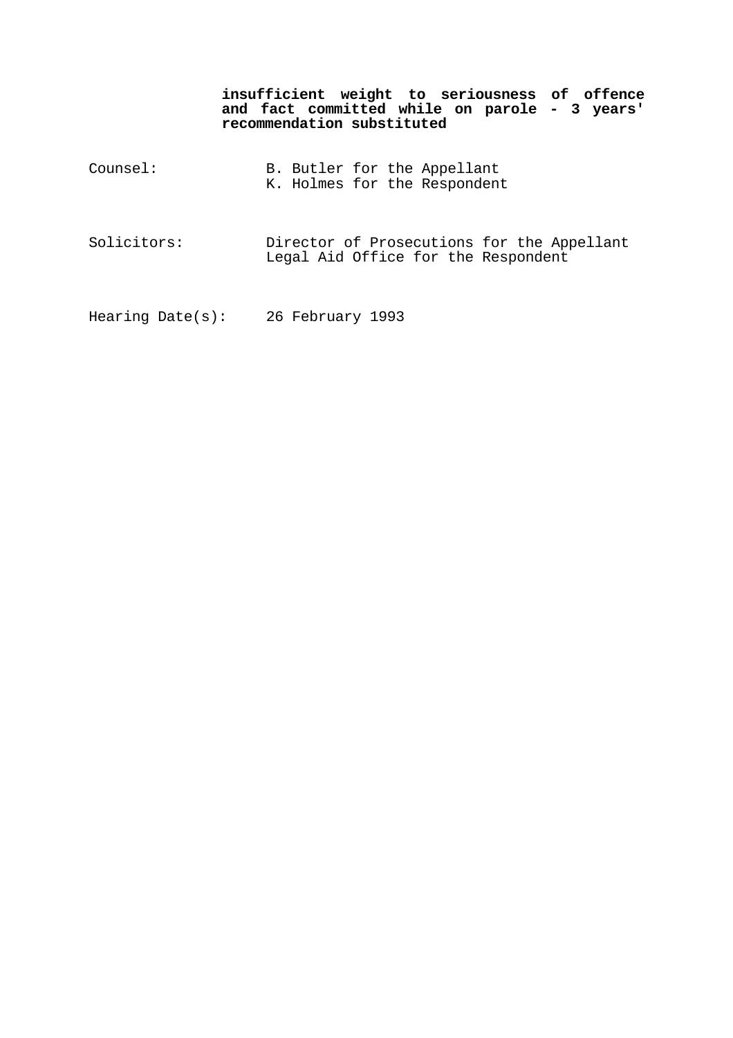**insufficient weight to seriousness of offence and fact committed while on parole - 3 years' recommendation substituted**

Counsel: B. Butler for the Appellant
K. Holmes for the Respondent

Solicitors: Director of Prosecutions for the Appellant
Legal Aid Office for the Respondent

Hearing Date(s): 26 February 1993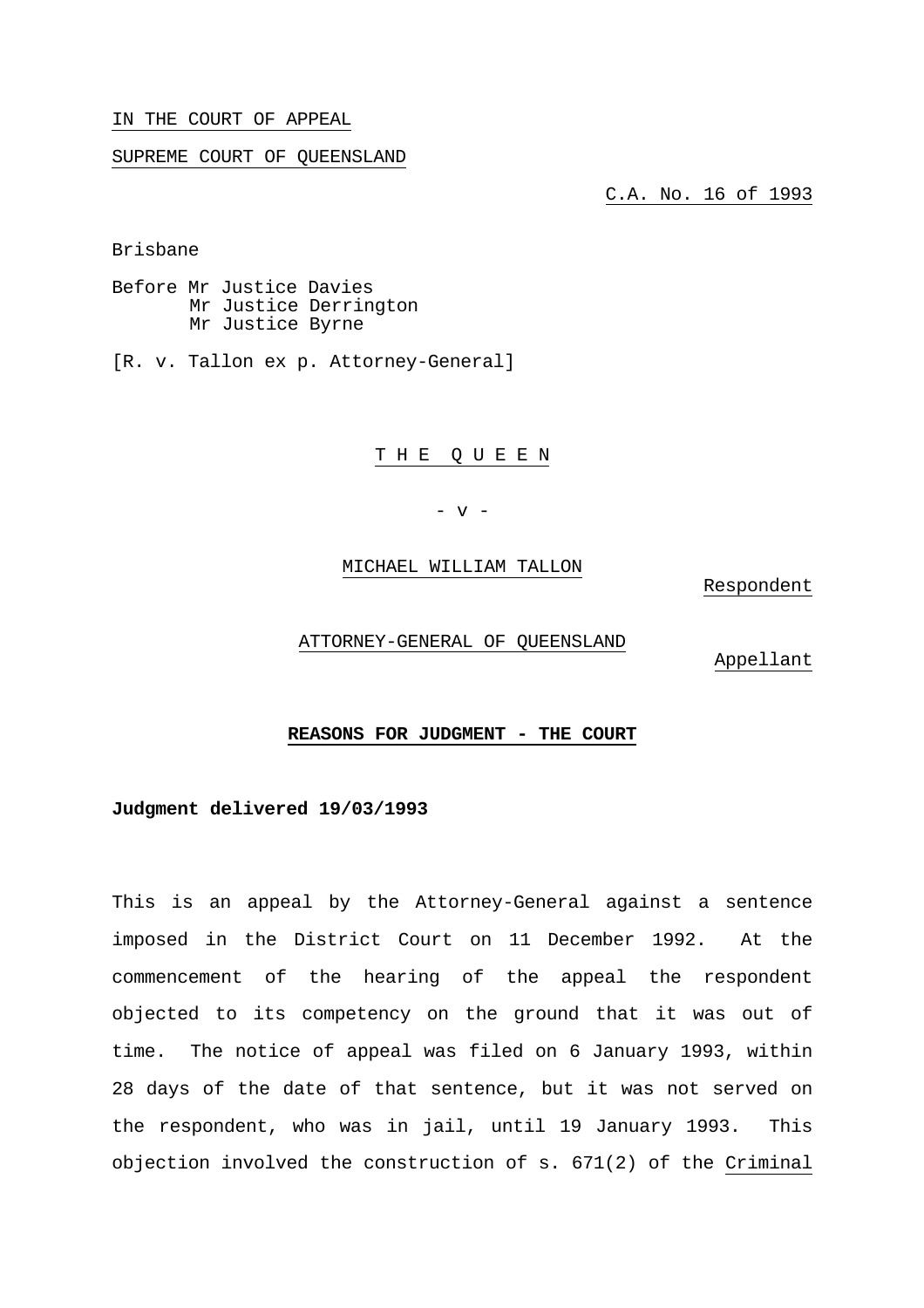IN THE COURT OF APPEAL

SUPREME COURT OF QUEENSLAND

C.A. No. 16 of 1993

Brisbane

Before Mr Justice Davies
Mr Justice Derrington
Mr Justice Byrne

[R. v. Tallon ex p. Attorney-General]

T H E Q U E E N

\- v -

MICHAEL WILLIAM TALLON

Respondent

ATTORNEY-GENERAL OF QUEENSLAND

Appellant

**REASONS FOR JUDGMENT - THE COURT**

**Judgment delivered 19/03/1993**

This is an appeal by the Attorney-General against a sentence imposed in the District Court on 11 December 1992. At the commencement of the hearing of the appeal the respondent objected to its competency on the ground that it was out of time. The notice of appeal was filed on 6 January 1993, within 28 days of the date of that sentence, but it was not served on the respondent, who was in jail, until 19 January 1993. This objection involved the construction of s. 671(2) of the Criminal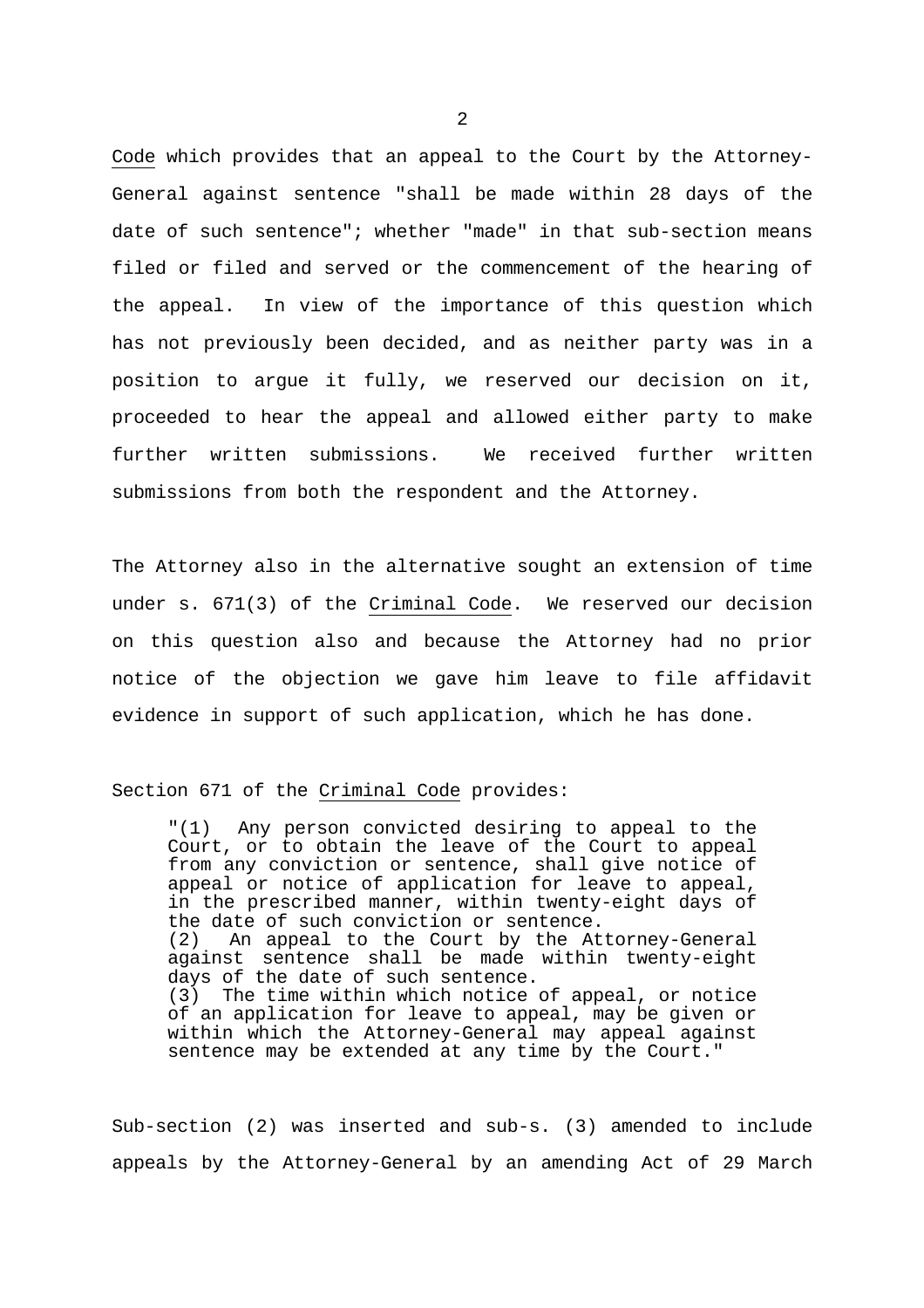Code which provides that an appeal to the Court by the Attorney-General against sentence "shall be made within 28 days of the date of such sentence"; whether "made" in that sub-section means filed or filed and served or the commencement of the hearing of the appeal. In view of the importance of this question which has not previously been decided, and as neither party was in a position to argue it fully, we reserved our decision on it, proceeded to hear the appeal and allowed either party to make further written submissions. We received further written submissions from both the respondent and the Attorney.

The Attorney also in the alternative sought an extension of time under s. 671(3) of the Criminal Code. We reserved our decision on this question also and because the Attorney had no prior notice of the objection we gave him leave to file affidavit evidence in support of such application, which he has done.

Section 671 of the Criminal Code provides:

> "(1) Any person convicted desiring to appeal to the Court, or to obtain the leave of the Court to appeal from any conviction or sentence, shall give notice of appeal or notice of application for leave to appeal, in the prescribed manner, within twenty-eight days of the date of such conviction or sentence.
> (2) An appeal to the Court by the Attorney-General against sentence shall be made within twenty-eight days of the date of such sentence.
> (3) The time within which notice of appeal, or notice of an application for leave to appeal, may be given or within which the Attorney-General may appeal against sentence may be extended at any time by the Court."

Sub-section (2) was inserted and sub-s. (3) amended to include appeals by the Attorney-General by an amending Act of 29 March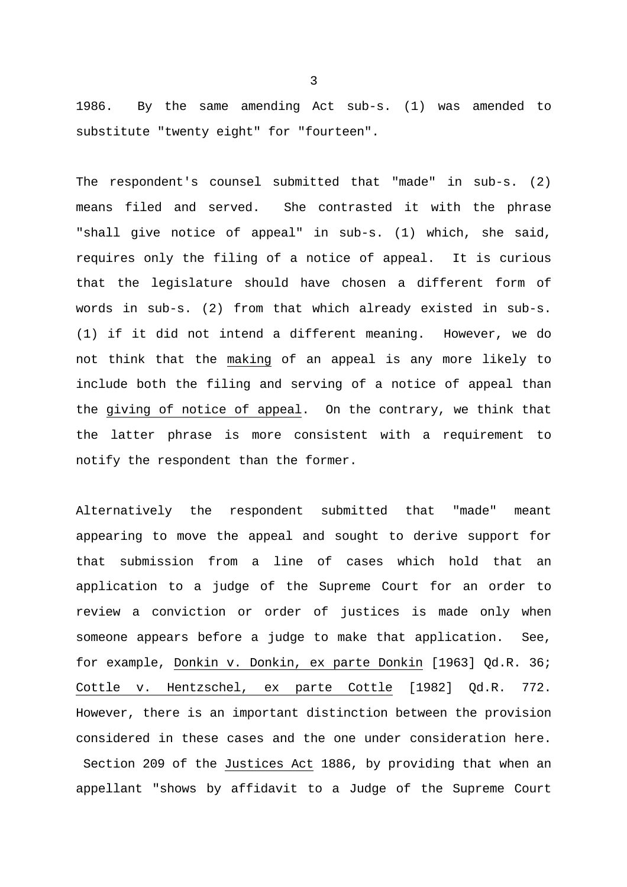1986. By the same amending Act sub-s. (1) was amended to substitute "twenty eight" for "fourteen".

The respondent's counsel submitted that "made" in sub-s. (2) means filed and served. She contrasted it with the phrase "shall give notice of appeal" in sub-s. (1) which, she said, requires only the filing of a notice of appeal. It is curious that the legislature should have chosen a different form of words in sub-s. (2) from that which already existed in sub-s. (1) if it did not intend a different meaning. However, we do not think that the <u>making</u> of an appeal is any more likely to include both the filing and serving of a notice of appeal than the <u>giving of notice of appeal</u>. On the contrary, we think that the latter phrase is more consistent with a requirement to notify the respondent than the former.

Alternatively the respondent submitted that "made" meant appearing to move the appeal and sought to derive support for that submission from a line of cases which hold that an application to a judge of the Supreme Court for an order to review a conviction or order of justices is made only when someone appears before a judge to make that application. See, for example, <u>Donkin v. Donkin, ex parte Donkin</u> [1963] Qd.R. 36; <u>Cottle v. Hentzschel, ex parte Cottle</u> [1982] Qd.R. 772. However, there is an important distinction between the provision considered in these cases and the one under consideration here. Section 209 of the <u>Justices Act</u> 1886, by providing that when an appellant "shows by affidavit to a Judge of the Supreme Court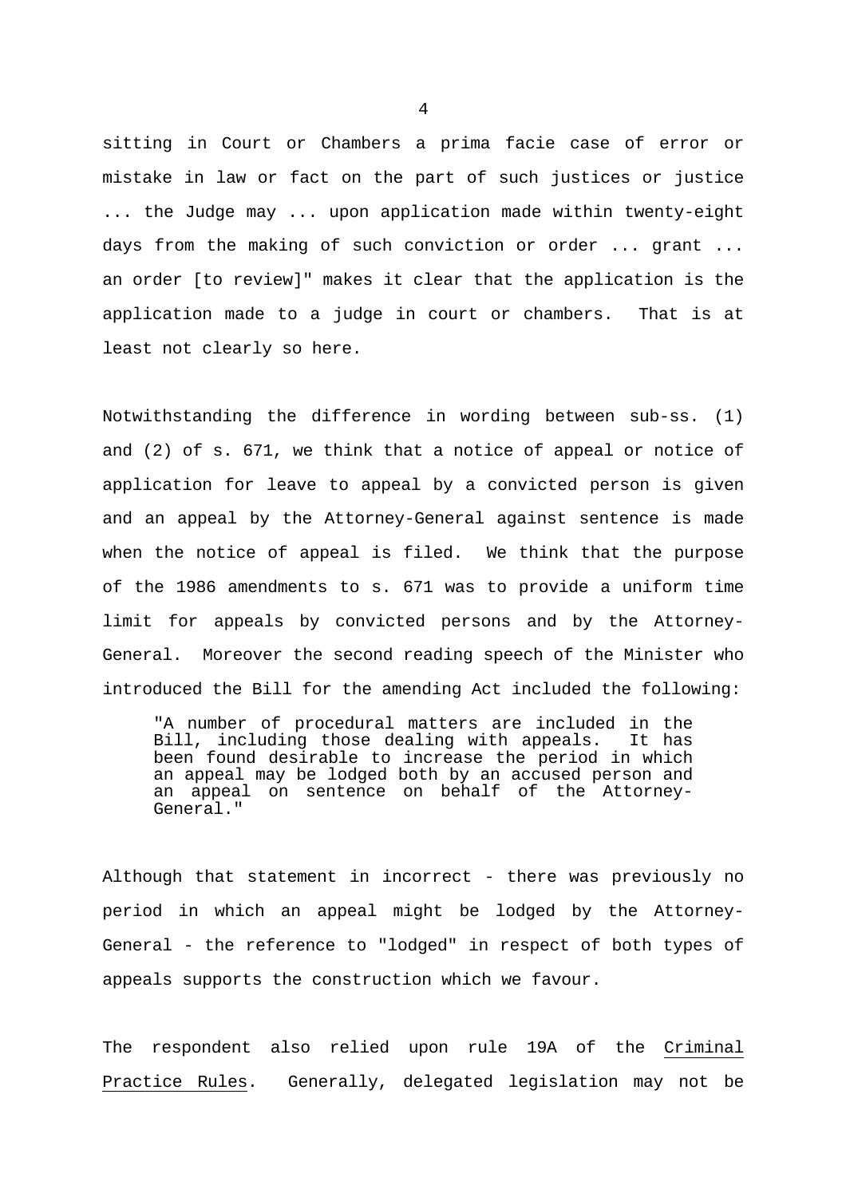sitting in Court or Chambers a prima facie case of error or mistake in law or fact on the part of such justices or justice ... the Judge may ... upon application made within twenty-eight days from the making of such conviction or order ... grant ... an order [to review]" makes it clear that the application is the application made to a judge in court or chambers. That is at least not clearly so here.

Notwithstanding the difference in wording between sub-ss. (1) and (2) of s. 671, we think that a notice of appeal or notice of application for leave to appeal by a convicted person is given and an appeal by the Attorney-General against sentence is made when the notice of appeal is filed. We think that the purpose of the 1986 amendments to s. 671 was to provide a uniform time limit for appeals by convicted persons and by the Attorney-General. Moreover the second reading speech of the Minister who introduced the Bill for the amending Act included the following:

> "A number of procedural matters are included in the Bill, including those dealing with appeals. It has been found desirable to increase the period in which an appeal may be lodged both by an accused person and an appeal on sentence on behalf of the Attorney-General."

Although that statement in incorrect - there was previously no period in which an appeal might be lodged by the Attorney-General - the reference to "lodged" in respect of both types of appeals supports the construction which we favour.

The respondent also relied upon rule 19A of the Criminal Practice Rules. Generally, delegated legislation may not be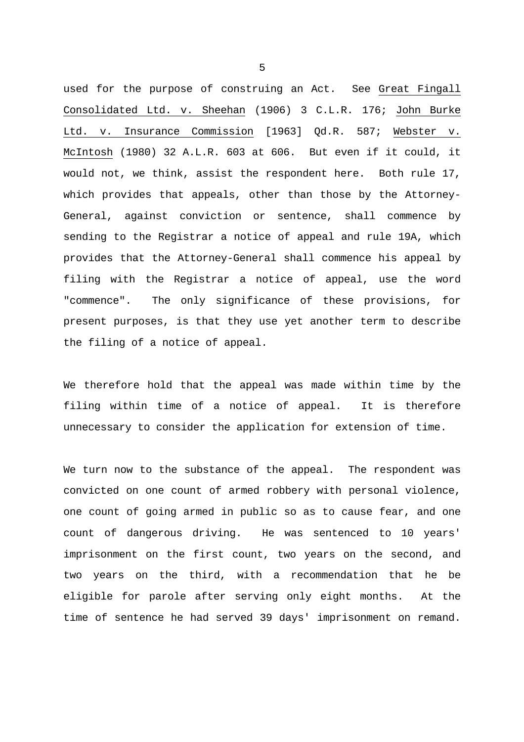used for the purpose of construing an Act. See <u>Great Fingall Consolidated Ltd. v. Sheehan</u> (1906) 3 C.L.R. 176; <u>John Burke Ltd. v. Insurance Commission</u> [1963] Qd.R. 587; <u>Webster v. McIntosh</u> (1980) 32 A.L.R. 603 at 606. But even if it could, it would not, we think, assist the respondent here. Both rule 17, which provides that appeals, other than those by the Attorney-General, against conviction or sentence, shall commence by sending to the Registrar a notice of appeal and rule 19A, which provides that the Attorney-General shall commence his appeal by filing with the Registrar a notice of appeal, use the word "commence". The only significance of these provisions, for present purposes, is that they use yet another term to describe the filing of a notice of appeal.

We therefore hold that the appeal was made within time by the filing within time of a notice of appeal. It is therefore unnecessary to consider the application for extension of time.

We turn now to the substance of the appeal. The respondent was convicted on one count of armed robbery with personal violence, one count of going armed in public so as to cause fear, and one count of dangerous driving. He was sentenced to 10 years' imprisonment on the first count, two years on the second, and two years on the third, with a recommendation that he be eligible for parole after serving only eight months. At the time of sentence he had served 39 days' imprisonment on remand.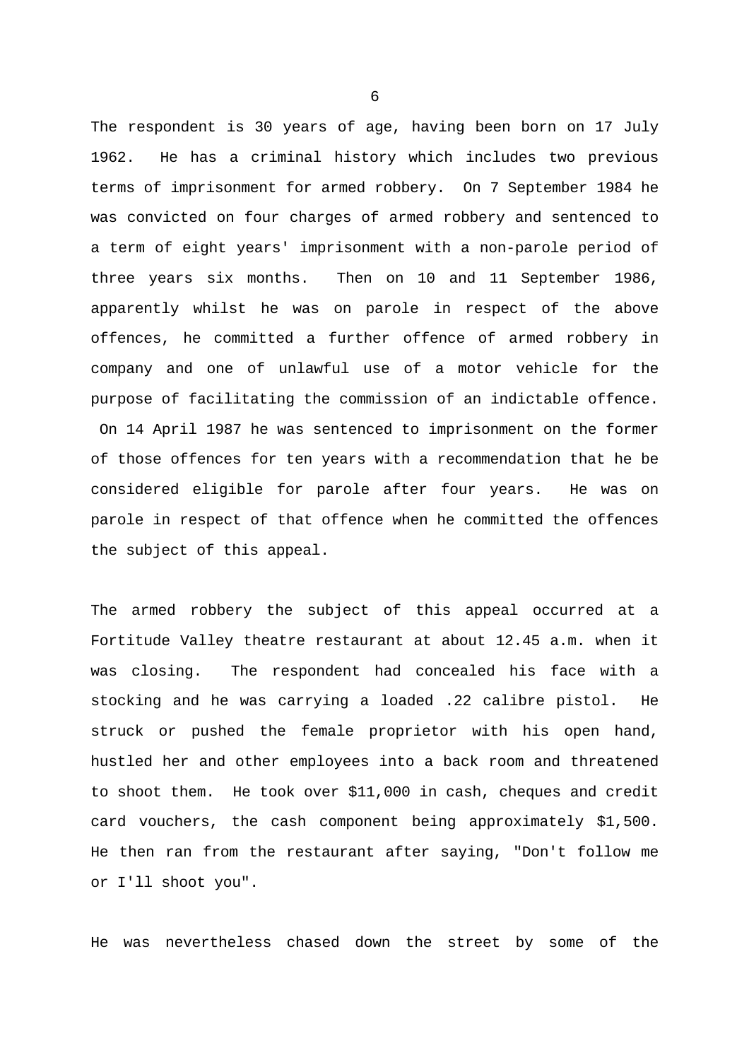The respondent is 30 years of age, having been born on 17 July 1962. He has a criminal history which includes two previous terms of imprisonment for armed robbery. On 7 September 1984 he was convicted on four charges of armed robbery and sentenced to a term of eight years' imprisonment with a non-parole period of three years six months. Then on 10 and 11 September 1986, apparently whilst he was on parole in respect of the above offences, he committed a further offence of armed robbery in company and one of unlawful use of a motor vehicle for the purpose of facilitating the commission of an indictable offence. On 14 April 1987 he was sentenced to imprisonment on the former of those offences for ten years with a recommendation that he be considered eligible for parole after four years. He was on parole in respect of that offence when he committed the offences the subject of this appeal.

The armed robbery the subject of this appeal occurred at a Fortitude Valley theatre restaurant at about 12.45 a.m. when it was closing. The respondent had concealed his face with a stocking and he was carrying a loaded .22 calibre pistol. He struck or pushed the female proprietor with his open hand, hustled her and other employees into a back room and threatened to shoot them. He took over $11,000 in cash, cheques and credit card vouchers, the cash component being approximately $1,500. He then ran from the restaurant after saying, "Don't follow me or I'll shoot you".

He was nevertheless chased down the street by some of the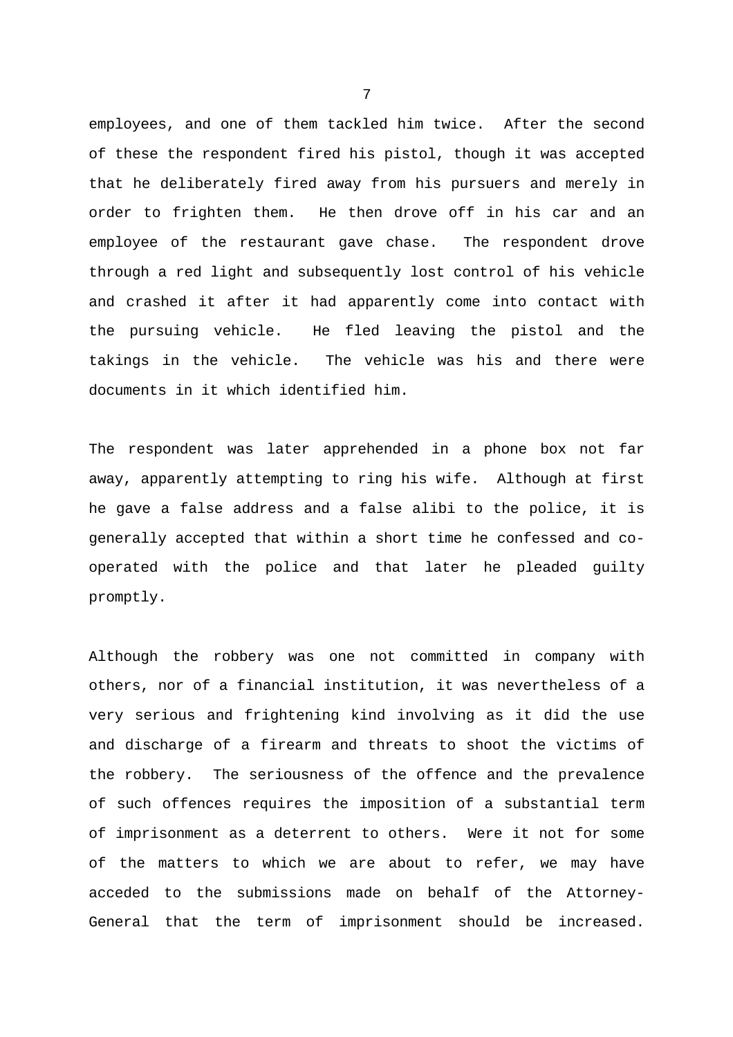employees, and one of them tackled him twice. After the second of these the respondent fired his pistol, though it was accepted that he deliberately fired away from his pursuers and merely in order to frighten them. He then drove off in his car and an employee of the restaurant gave chase. The respondent drove through a red light and subsequently lost control of his vehicle and crashed it after it had apparently come into contact with the pursuing vehicle. He fled leaving the pistol and the takings in the vehicle. The vehicle was his and there were documents in it which identified him.

The respondent was later apprehended in a phone box not far away, apparently attempting to ring his wife. Although at first he gave a false address and a false alibi to the police, it is generally accepted that within a short time he confessed and co-operated with the police and that later he pleaded guilty promptly.

Although the robbery was one not committed in company with others, nor of a financial institution, it was nevertheless of a very serious and frightening kind involving as it did the use and discharge of a firearm and threats to shoot the victims of the robbery. The seriousness of the offence and the prevalence of such offences requires the imposition of a substantial term of imprisonment as a deterrent to others. Were it not for some of the matters to which we are about to refer, we may have acceded to the submissions made on behalf of the Attorney-General that the term of imprisonment should be increased.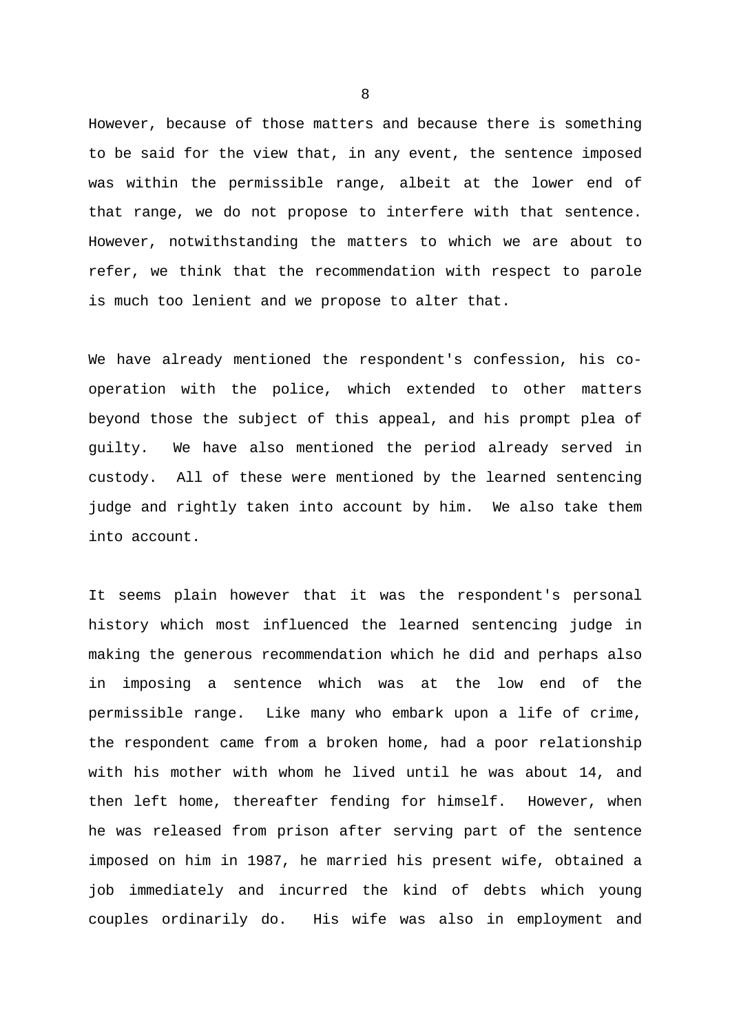However, because of those matters and because there is something to be said for the view that, in any event, the sentence imposed was within the permissible range, albeit at the lower end of that range, we do not propose to interfere with that sentence. However, notwithstanding the matters to which we are about to refer, we think that the recommendation with respect to parole is much too lenient and we propose to alter that.

We have already mentioned the respondent's confession, his co-operation with the police, which extended to other matters beyond those the subject of this appeal, and his prompt plea of guilty. We have also mentioned the period already served in custody. All of these were mentioned by the learned sentencing judge and rightly taken into account by him. We also take them into account.

It seems plain however that it was the respondent's personal history which most influenced the learned sentencing judge in making the generous recommendation which he did and perhaps also in imposing a sentence which was at the low end of the permissible range. Like many who embark upon a life of crime, the respondent came from a broken home, had a poor relationship with his mother with whom he lived until he was about 14, and then left home, thereafter fending for himself. However, when he was released from prison after serving part of the sentence imposed on him in 1987, he married his present wife, obtained a job immediately and incurred the kind of debts which young couples ordinarily do. His wife was also in employment and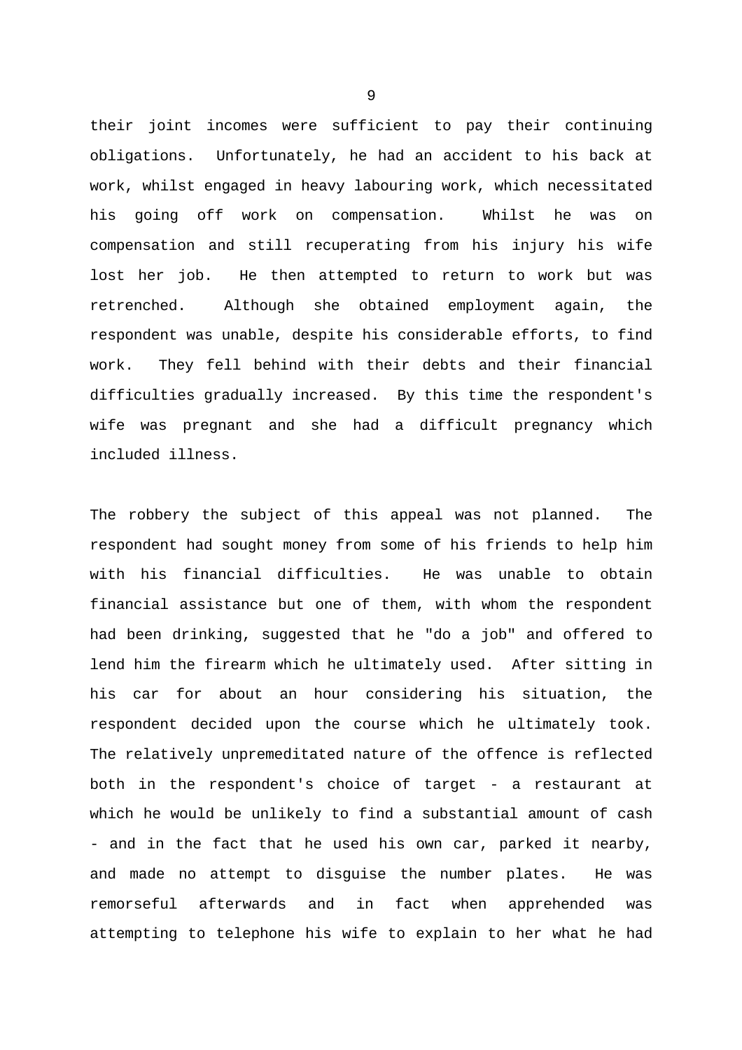their joint incomes were sufficient to pay their continuing obligations. Unfortunately, he had an accident to his back at work, whilst engaged in heavy labouring work, which necessitated his going off work on compensation. Whilst he was on compensation and still recuperating from his injury his wife lost her job. He then attempted to return to work but was retrenched. Although she obtained employment again, the respondent was unable, despite his considerable efforts, to find work. They fell behind with their debts and their financial difficulties gradually increased. By this time the respondent's wife was pregnant and she had a difficult pregnancy which included illness.

The robbery the subject of this appeal was not planned. The respondent had sought money from some of his friends to help him with his financial difficulties. He was unable to obtain financial assistance but one of them, with whom the respondent had been drinking, suggested that he "do a job" and offered to lend him the firearm which he ultimately used. After sitting in his car for about an hour considering his situation, the respondent decided upon the course which he ultimately took. The relatively unpremeditated nature of the offence is reflected both in the respondent's choice of target - a restaurant at which he would be unlikely to find a substantial amount of cash - and in the fact that he used his own car, parked it nearby, and made no attempt to disguise the number plates. He was remorseful afterwards and in fact when apprehended was attempting to telephone his wife to explain to her what he had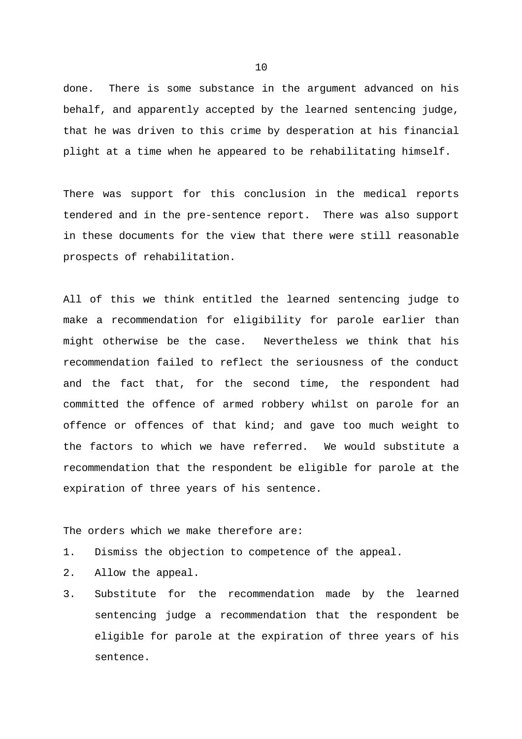done. There is some substance in the argument advanced on his behalf, and apparently accepted by the learned sentencing judge, that he was driven to this crime by desperation at his financial plight at a time when he appeared to be rehabilitating himself.

There was support for this conclusion in the medical reports tendered and in the pre-sentence report. There was also support in these documents for the view that there were still reasonable prospects of rehabilitation.

All of this we think entitled the learned sentencing judge to make a recommendation for eligibility for parole earlier than might otherwise be the case. Nevertheless we think that his recommendation failed to reflect the seriousness of the conduct and the fact that, for the second time, the respondent had committed the offence of armed robbery whilst on parole for an offence or offences of that kind; and gave too much weight to the factors to which we have referred. We would substitute a recommendation that the respondent be eligible for parole at the expiration of three years of his sentence.

The orders which we make therefore are:

1. Dismiss the objection to competence of the appeal.
2. Allow the appeal.
3. Substitute for the recommendation made by the learned sentencing judge a recommendation that the respondent be eligible for parole at the expiration of three years of his sentence.